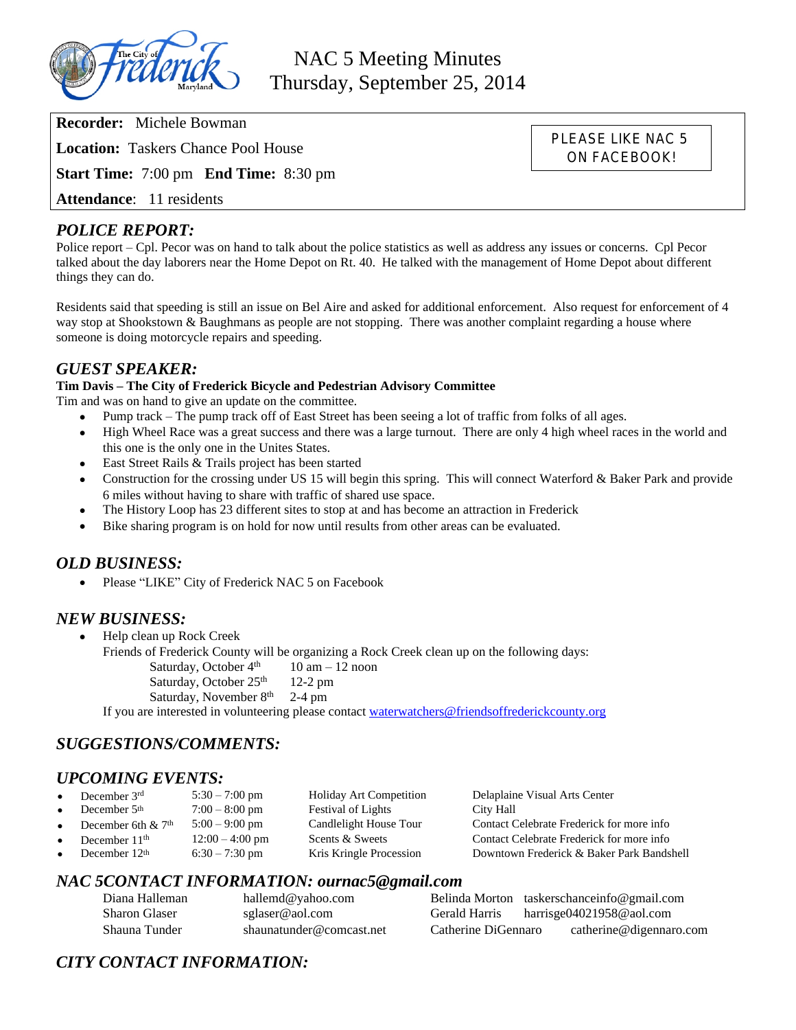# NAC 5 Meeting Minutes
## Thursday, September 25, 2014

**Recorder:** Michele Bowman

**Location:** Taskers Chance Pool House

**Start Time:** 7:00 pm **End Time:** 8:30 pm

**Attendance**: 11 residents

PLEASE LIKE NAC 5 ON FACEBOOK!

## *POLICE REPORT:*

Police report – Cpl. Pecor was on hand to talk about the police statistics as well as address any issues or concerns. Cpl Pecor talked about the day laborers near the Home Depot on Rt. 40. He talked with the management of Home Depot about different things they can do.

Residents said that speeding is still an issue on Bel Aire and asked for additional enforcement. Also request for enforcement of 4 way stop at Shookstown & Baughmans as people are not stopping. There was another complaint regarding a house where someone is doing motorcycle repairs and speeding.

## *GUEST SPEAKER:*

**Tim Davis – The City of Frederick Bicycle and Pedestrian Advisory Committee**

Tim and was on hand to give an update on the committee.

- Pump track – The pump track off of East Street has been seeing a lot of traffic from folks of all ages.
- High Wheel Race was a great success and there was a large turnout. There are only 4 high wheel races in the world and this one is the only one in the Unites States.
- East Street Rails & Trails project has been started
- Construction for the crossing under US 15 will begin this spring. This will connect Waterford & Baker Park and provide 6 miles without having to share with traffic of shared use space.
- The History Loop has 23 different sites to stop at and has become an attraction in Frederick
- Bike sharing program is on hold for now until results from other areas can be evaluated.

## *OLD BUSINESS:*

- Please "LIKE" City of Frederick NAC 5 on Facebook

## *NEW BUSINESS:*

- Help clean up Rock Creek

  Friends of Frederick County will be organizing a Rock Creek clean up on the following days:

  Saturday, October 4th 10 am – 12 noon
  Saturday, October 25th 12-2 pm
  Saturday, November 8th 2-4 pm

  If you are interested in volunteering please contact waterwatchers@friendsoffrederickcounty.org

## *SUGGESTIONS/COMMENTS:*

## *UPCOMING EVENTS:*

- December 3rd | 5:30 – 7:00 pm | Holiday Art Competition | Delaplaine Visual Arts Center
- December 5th | 7:00 – 8:00 pm | Festival of Lights | City Hall
- December 6th & 7th | 5:00 – 9:00 pm | Candlelight House Tour | Contact Celebrate Frederick for more info
- December 11th | 12:00 – 4:00 pm | Scents & Sweets | Contact Celebrate Frederick for more info
- December 12th | 6:30 – 7:30 pm | Kris Kringle Procession | Downtown Frederick & Baker Park Bandshell

## *NAC 5CONTACT INFORMATION: ournac5@gmail.com*

| Name | Email | Name | Email |
|---|---|---|---|
| Diana Halleman | hallemd@yahoo.com | Belinda Morton | taskerschanceinfo@gmail.com |
| Sharon Glaser | sglaser@aol.com | Gerald Harris | harrisge04021958@aol.com |
| Shauna Tunder | shaunatunder@comcast.net | Catherine DiGennaro | catherine@digennaro.com |

## *CITY CONTACT INFORMATION:*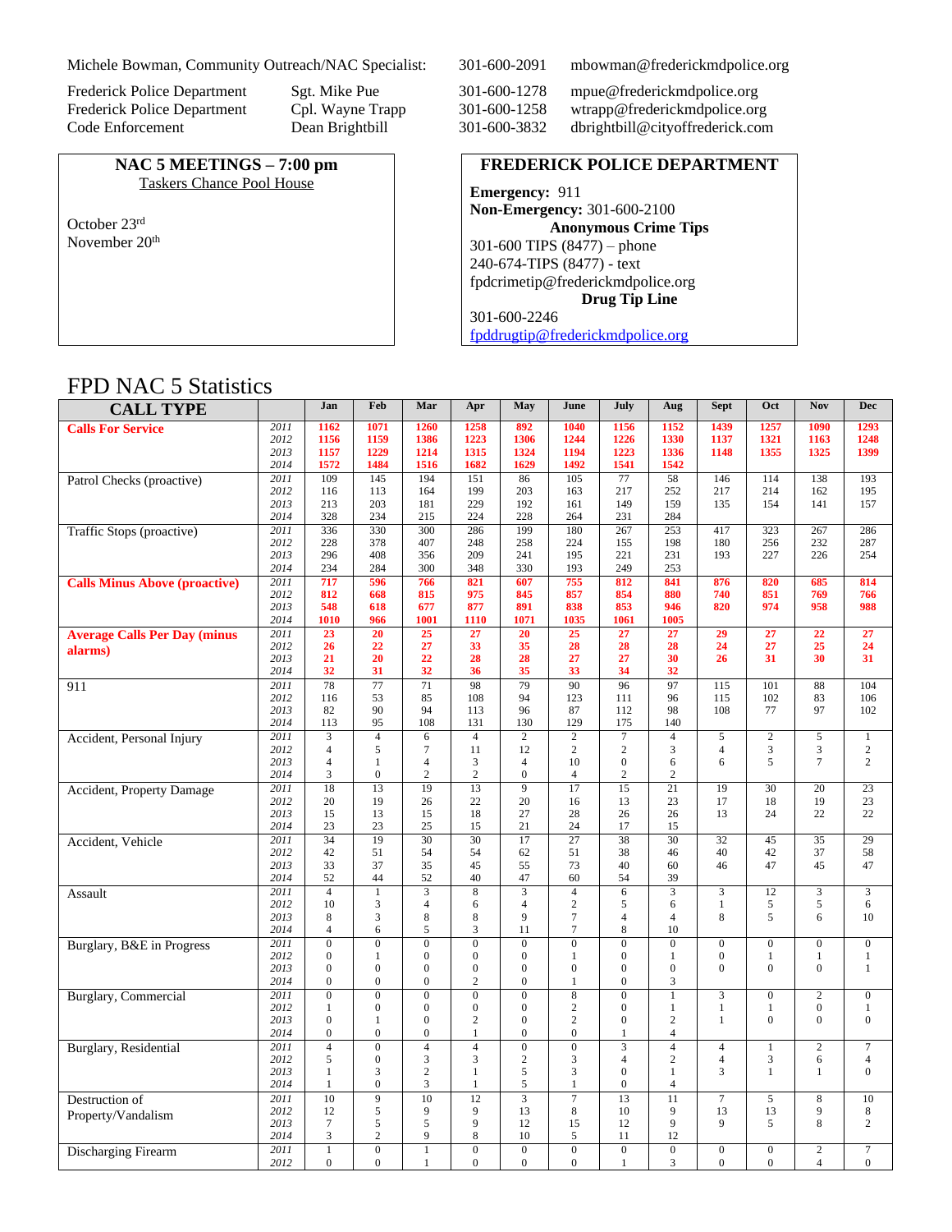| Michele Bowman, Community Outreach/NAC Specialist: | | 301-600-2091 | mbowman@frederickmdpolice.org |
|---|---|---|---|
| Frederick Police Department | Sgt. Mike Pue | 301-600-1278 | mpue@frederickmdpolice.org |
| Frederick Police Department | Cpl. Wayne Trapp | 301-600-1258 | wtrapp@frederickmdpolice.org |
| Code Enforcement | Dean Brightbill | 301-600-3832 | dbrightbill@cityoffrederick.com |

**NAC 5 MEETINGS – 7:00 pm**
Taskers Chance Pool House

October 23rd
November 20th

**FREDERICK POLICE DEPARTMENT**

**Emergency:** 911
**Non-Emergency:** 301-600-2100
**Anonymous Crime Tips**
301-600 TIPS (8477) – phone
240-674-TIPS (8477) - text
fpdcrimetip@frederickmdpolice.org
**Drug Tip Line**
301-600-2246
fpddrugtip@frederickmdpolice.org

# FPD NAC 5 Statistics

| CALL TYPE | | Jan | Feb | Mar | Apr | May | June | July | Aug | Sept | Oct | Nov | Dec |
|---|---|---|---|---|---|---|---|---|---|---|---|---|---|
| **Calls For Service** | 2011 | 1162 | 1071 | 1260 | 1258 | 892 | 1040 | 1156 | 1152 | 1439 | 1257 | 1090 | 1293 |
| | 2012 | 1156 | 1159 | 1386 | 1223 | 1306 | 1244 | 1226 | 1330 | 1137 | 1321 | 1163 | 1248 |
| | 2013 | 1157 | 1229 | 1214 | 1315 | 1324 | 1194 | 1223 | 1336 | 1148 | 1355 | 1325 | 1399 |
| | 2014 | 1572 | 1484 | 1516 | 1682 | 1629 | 1492 | 1541 | 1542 | | | | |
| Patrol Checks (proactive) | 2011 | 109 | 145 | 194 | 151 | 86 | 105 | 77 | 58 | 146 | 114 | 138 | 193 |
| | 2012 | 116 | 113 | 164 | 199 | 203 | 163 | 217 | 252 | 217 | 214 | 162 | 195 |
| | 2013 | 213 | 203 | 181 | 229 | 192 | 161 | 149 | 159 | 135 | 154 | 141 | 157 |
| | 2014 | 328 | 234 | 215 | 224 | 228 | 264 | 231 | 284 | | | | |
| Traffic Stops (proactive) | 2011 | 336 | 330 | 300 | 286 | 199 | 180 | 267 | 253 | 417 | 323 | 267 | 286 |
| | 2012 | 228 | 378 | 407 | 248 | 258 | 224 | 155 | 198 | 180 | 256 | 232 | 287 |
| | 2013 | 296 | 408 | 356 | 209 | 241 | 195 | 221 | 231 | 193 | 227 | 226 | 254 |
| | 2014 | 234 | 284 | 300 | 348 | 330 | 193 | 249 | 253 | | | | |
| **Calls Minus Above (proactive)** | 2011 | 717 | 596 | 766 | 821 | 607 | 755 | 812 | 841 | 876 | 820 | 685 | 814 |
| | 2012 | 812 | 668 | 815 | 975 | 845 | 857 | 854 | 880 | 740 | 851 | 769 | 766 |
| | 2013 | 548 | 618 | 677 | 877 | 891 | 838 | 853 | 946 | 820 | 974 | 958 | 988 |
| | 2014 | 1010 | 966 | 1001 | 1110 | 1071 | 1035 | 1061 | 1005 | | | | |
| **Average Calls Per Day (minus alarms)** | 2011 | 23 | 20 | 25 | 27 | 20 | 25 | 27 | 27 | 29 | 27 | 22 | 27 |
| | 2012 | 26 | 22 | 27 | 33 | 35 | 28 | 28 | 28 | 24 | 27 | 25 | 24 |
| | 2013 | 21 | 20 | 22 | 28 | 28 | 27 | 27 | 30 | 26 | 31 | 30 | 31 |
| | 2014 | 32 | 31 | 32 | 36 | 35 | 33 | 34 | 32 | | | | |
| 911 | 2011 | 78 | 77 | 71 | 98 | 79 | 90 | 96 | 97 | 115 | 101 | 88 | 104 |
| | 2012 | 116 | 53 | 85 | 108 | 94 | 123 | 111 | 96 | 115 | 102 | 83 | 106 |
| | 2013 | 82 | 90 | 94 | 113 | 96 | 87 | 112 | 98 | 108 | 77 | 97 | 102 |
| | 2014 | 113 | 95 | 108 | 131 | 130 | 129 | 175 | 140 | | | | |
| Accident, Personal Injury | 2011 | 3 | 4 | 6 | 4 | 2 | 2 | 7 | 4 | 5 | 2 | 5 | 1 |
| | 2012 | 4 | 5 | 7 | 11 | 12 | 2 | 2 | 3 | 4 | 3 | 3 | 2 |
| | 2013 | 4 | 1 | 4 | 3 | 4 | 10 | 0 | 6 | 6 | 5 | 7 | 2 |
| | 2014 | 3 | 0 | 2 | 2 | 0 | 4 | 2 | 2 | | | | |
| Accident, Property Damage | 2011 | 18 | 13 | 19 | 13 | 9 | 17 | 15 | 21 | 19 | 30 | 20 | 23 |
| | 2012 | 20 | 19 | 26 | 22 | 20 | 16 | 13 | 23 | 17 | 18 | 19 | 23 |
| | 2013 | 15 | 13 | 15 | 18 | 27 | 28 | 26 | 26 | 13 | 24 | 22 | 22 |
| | 2014 | 23 | 23 | 25 | 15 | 21 | 24 | 17 | 15 | | | | |
| Accident, Vehicle | 2011 | 34 | 19 | 30 | 30 | 17 | 27 | 38 | 30 | 32 | 45 | 35 | 29 |
| | 2012 | 42 | 51 | 54 | 54 | 62 | 51 | 38 | 46 | 40 | 42 | 37 | 58 |
| | 2013 | 33 | 37 | 35 | 45 | 55 | 73 | 40 | 60 | 46 | 47 | 45 | 47 |
| | 2014 | 52 | 44 | 52 | 40 | 47 | 60 | 54 | 39 | | | | |
| Assault | 2011 | 4 | 1 | 3 | 8 | 3 | 4 | 6 | 3 | 3 | 12 | 3 | 3 |
| | 2012 | 10 | 3 | 4 | 6 | 4 | 2 | 5 | 6 | 1 | 5 | 5 | 6 |
| | 2013 | 8 | 3 | 8 | 8 | 9 | 7 | 4 | 4 | 8 | 5 | 6 | 10 |
| | 2014 | 4 | 6 | 5 | 3 | 11 | 7 | 8 | 10 | | | | |
| Burglary, B&E in Progress | 2011 | 0 | 0 | 0 | 0 | 0 | 0 | 0 | 0 | 0 | 0 | 0 | 0 |
| | 2012 | 0 | 1 | 0 | 0 | 0 | 1 | 0 | 1 | 0 | 1 | 1 | 1 |
| | 2013 | 0 | 0 | 0 | 0 | 0 | 0 | 0 | 0 | 0 | 0 | 0 | 1 |
| | 2014 | 0 | 0 | 0 | 2 | 0 | 1 | 0 | 3 | | | | |
| Burglary, Commercial | 2011 | 0 | 0 | 0 | 0 | 0 | 8 | 0 | 1 | 3 | 0 | 2 | 0 |
| | 2012 | 1 | 0 | 0 | 0 | 0 | 2 | 0 | 1 | 1 | 1 | 0 | 1 |
| | 2013 | 0 | 1 | 0 | 2 | 0 | 2 | 0 | 2 | 1 | 0 | 0 | 0 |
| | 2014 | 0 | 0 | 0 | 1 | 0 | 0 | 1 | 4 | | | | |
| Burglary, Residential | 2011 | 4 | 0 | 4 | 4 | 0 | 0 | 3 | 4 | 4 | 1 | 2 | 7 |
| | 2012 | 5 | 0 | 3 | 3 | 2 | 3 | 4 | 2 | 4 | 3 | 6 | 4 |
| | 2013 | 1 | 3 | 2 | 1 | 5 | 3 | 0 | 1 | 3 | 1 | 1 | 0 |
| | 2014 | 1 | 0 | 3 | 1 | 5 | 1 | 0 | 4 | | | | |
| Destruction of Property/Vandalism | 2011 | 10 | 9 | 10 | 12 | 3 | 7 | 13 | 11 | 7 | 5 | 8 | 10 |
| | 2012 | 12 | 5 | 9 | 9 | 13 | 8 | 10 | 9 | 13 | 13 | 9 | 8 |
| | 2013 | 7 | 5 | 5 | 9 | 12 | 15 | 12 | 9 | 9 | 5 | 8 | 2 |
| | 2014 | 3 | 2 | 9 | 8 | 10 | 5 | 11 | 12 | | | | |
| Discharging Firearm | 2011 | 1 | 0 | 1 | 0 | 0 | 0 | 0 | 0 | 0 | 0 | 2 | 7 |
| | 2012 | 0 | 0 | 1 | 0 | 0 | 0 | 1 | 3 | 0 | 0 | 4 | 0 |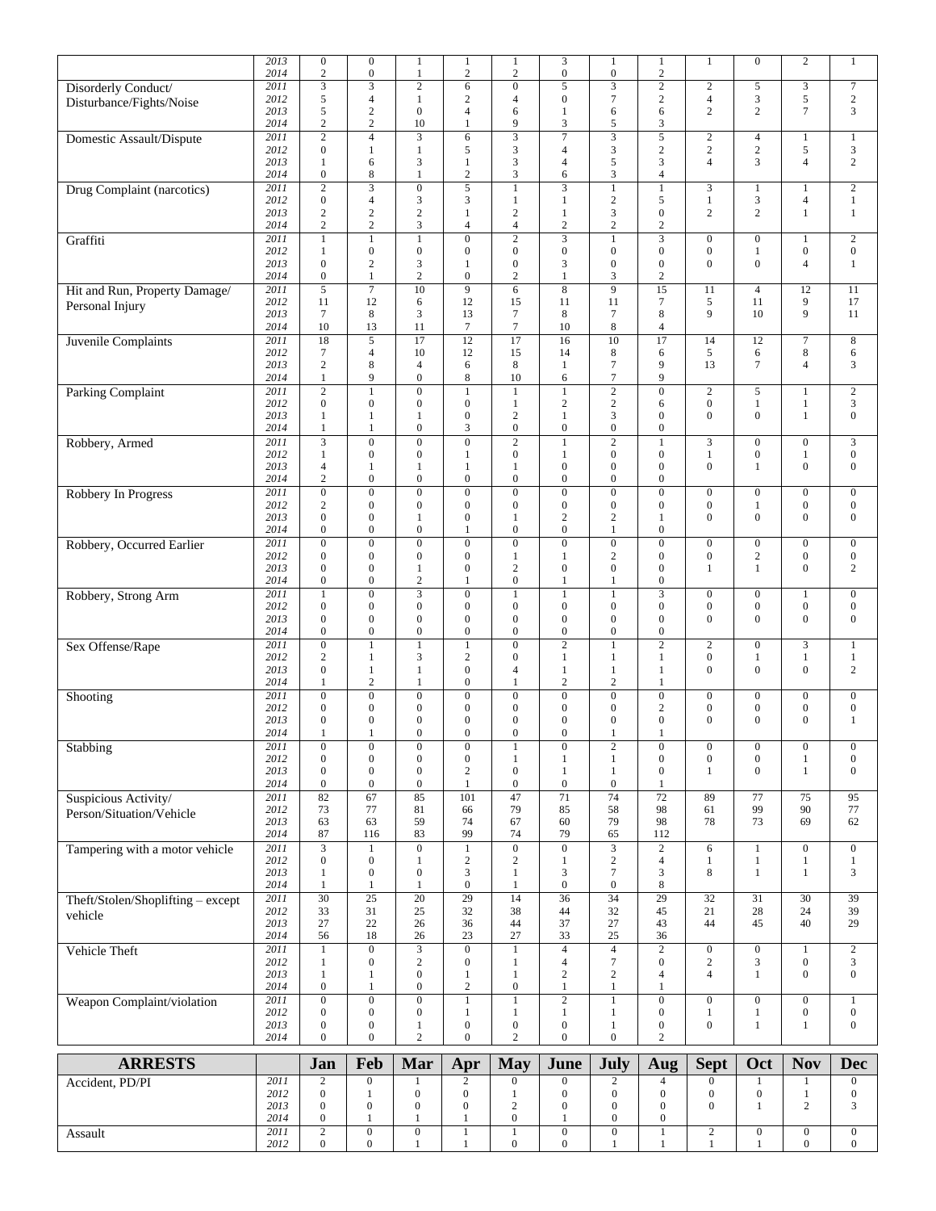| | | | | | | | | | | | | | |
|---|---|---|---|---|---|---|---|---|---|---|---|---|---|
| | 2013 | 0 | 0 | 1 | 1 | 1 | 3 | 1 | 1 | 1 | 0 | 2 | 1 |
| | 2014 | 2 | 0 | 1 | 2 | 2 | 2 | 0 | 2 | | | | |
| Disorderly Conduct/ Disturbance/Fights/Noise | 2011 | 3 | 3 | 2 | 6 | 0 | 5 | 3 | 2 | 2 | 5 | 3 | 7 |
| | 2012 | 5 | 4 | 1 | 2 | 4 | 0 | 7 | 2 | 4 | 3 | 5 | 2 |
| | 2013 | 5 | 2 | 0 | 4 | 6 | 1 | 6 | 6 | 2 | 2 | 7 | 3 |
| | 2014 | 2 | 2 | 10 | 1 | 9 | 3 | 5 | 3 | | | | |
| Domestic Assault/Dispute | 2011 | 2 | 4 | 3 | 6 | 3 | 7 | 3 | 5 | 2 | 4 | 1 | 1 |
| | 2012 | 0 | 1 | 1 | 5 | 3 | 4 | 3 | 2 | 2 | 2 | 5 | 3 |
| | 2013 | 1 | 6 | 3 | 1 | 3 | 4 | 5 | 3 | 4 | 3 | 4 | 2 |
| | 2014 | 0 | 8 | 1 | 2 | 3 | 6 | 3 | 4 | | | | |
| Drug Complaint (narcotics) | 2011 | 2 | 3 | 0 | 5 | 1 | 3 | 1 | 1 | 3 | 1 | 1 | 2 |
| | 2012 | 0 | 4 | 3 | 3 | 1 | 1 | 2 | 5 | 1 | 3 | 4 | 1 |
| | 2013 | 2 | 2 | 2 | 1 | 2 | 1 | 3 | 0 | 2 | 2 | 1 | 1 |
| | 2014 | 2 | 2 | 3 | 4 | 4 | 2 | 2 | 2 | | | | |
| Graffiti | 2011 | 1 | 1 | 1 | 0 | 2 | 3 | 1 | 3 | 0 | 0 | 1 | 2 |
| | 2012 | 1 | 0 | 0 | 0 | 0 | 0 | 0 | 0 | 0 | 1 | 0 | 0 |
| | 2013 | 0 | 2 | 3 | 1 | 0 | 3 | 0 | 0 | 0 | 0 | 4 | 1 |
| | 2014 | 0 | 1 | 2 | 0 | 2 | 1 | 3 | 2 | | | | |
| Hit and Run, Property Damage/ Personal Injury | 2011 | 5 | 7 | 10 | 9 | 6 | 8 | 9 | 15 | 11 | 4 | 12 | 11 |
| | 2012 | 11 | 12 | 6 | 12 | 15 | 11 | 11 | 7 | 5 | 11 | 9 | 17 |
| | 2013 | 7 | 8 | 3 | 13 | 7 | 8 | 7 | 8 | 9 | 10 | 9 | 11 |
| | 2014 | 10 | 13 | 11 | 7 | 7 | 10 | 8 | 4 | | | | |
| Juvenile Complaints | 2011 | 18 | 5 | 17 | 12 | 17 | 16 | 10 | 17 | 14 | 12 | 7 | 8 |
| | 2012 | 7 | 4 | 10 | 12 | 15 | 14 | 8 | 6 | 5 | 6 | 8 | 6 |
| | 2013 | 2 | 8 | 4 | 6 | 8 | 1 | 7 | 9 | 13 | 7 | 4 | 3 |
| | 2014 | 1 | 9 | 0 | 8 | 10 | 6 | 7 | 9 | | | | |
| Parking Complaint | 2011 | 2 | 1 | 0 | 1 | 1 | 1 | 2 | 0 | 2 | 5 | 1 | 2 |
| | 2012 | 0 | 0 | 0 | 0 | 1 | 2 | 2 | 6 | 0 | 1 | 1 | 3 |
| | 2013 | 1 | 1 | 1 | 0 | 2 | 1 | 3 | 0 | 0 | 0 | 1 | 0 |
| | 2014 | 1 | 1 | 0 | 3 | 0 | 0 | 0 | 0 | | | | |
| Robbery, Armed | 2011 | 3 | 0 | 0 | 0 | 2 | 1 | 2 | 1 | 3 | 0 | 0 | 3 |
| | 2012 | 1 | 0 | 0 | 1 | 0 | 1 | 0 | 0 | 1 | 0 | 1 | 0 |
| | 2013 | 4 | 1 | 1 | 1 | 1 | 0 | 0 | 0 | 0 | 1 | 0 | 0 |
| | 2014 | 2 | 0 | 0 | 0 | 0 | 0 | 0 | 0 | | | | |
| Robbery In Progress | 2011 | 0 | 0 | 0 | 0 | 0 | 0 | 0 | 0 | 0 | 0 | 0 | 0 |
| | 2012 | 2 | 0 | 0 | 0 | 0 | 0 | 0 | 0 | 0 | 1 | 0 | 0 |
| | 2013 | 0 | 0 | 1 | 0 | 1 | 2 | 2 | 1 | 0 | 0 | 0 | 0 |
| | 2014 | 0 | 0 | 0 | 1 | 0 | 0 | 1 | 0 | | | | |
| Robbery, Occurred Earlier | 2011 | 0 | 0 | 0 | 0 | 0 | 0 | 0 | 0 | 0 | 0 | 0 | 0 |
| | 2012 | 0 | 0 | 0 | 0 | 1 | 1 | 2 | 0 | 0 | 2 | 0 | 0 |
| | 2013 | 0 | 0 | 1 | 0 | 2 | 0 | 0 | 0 | 1 | 1 | 0 | 2 |
| | 2014 | 0 | 0 | 2 | 1 | 0 | 1 | 1 | 0 | | | | |
| Robbery, Strong Arm | 2011 | 1 | 0 | 3 | 0 | 1 | 1 | 1 | 3 | 0 | 0 | 1 | 0 |
| | 2012 | 0 | 0 | 0 | 0 | 0 | 0 | 0 | 0 | 0 | 0 | 0 | 0 |
| | 2013 | 0 | 0 | 0 | 0 | 0 | 0 | 0 | 0 | 0 | 0 | 0 | 0 |
| | 2014 | 0 | 0 | 0 | 0 | 0 | 0 | 0 | 0 | | | | |
| Sex Offense/Rape | 2011 | 0 | 1 | 1 | 1 | 0 | 2 | 1 | 2 | 2 | 0 | 3 | 1 |
| | 2012 | 2 | 1 | 3 | 2 | 0 | 1 | 1 | 1 | 0 | 1 | 1 | 1 |
| | 2013 | 0 | 1 | 1 | 0 | 4 | 1 | 1 | 1 | 0 | 0 | 0 | 2 |
| | 2014 | 1 | 2 | 1 | 0 | 1 | 2 | 2 | 1 | | | | |
| Shooting | 2011 | 0 | 0 | 0 | 0 | 0 | 0 | 0 | 0 | 0 | 0 | 0 | 0 |
| | 2012 | 0 | 0 | 0 | 0 | 0 | 0 | 0 | 2 | 0 | 0 | 0 | 0 |
| | 2013 | 0 | 0 | 0 | 0 | 0 | 0 | 0 | 0 | 0 | 0 | 0 | 1 |
| | 2014 | 1 | 1 | 0 | 0 | 0 | 0 | 1 | 1 | | | | |
| Stabbing | 2011 | 0 | 0 | 0 | 0 | 1 | 0 | 2 | 0 | 0 | 0 | 0 | 0 |
| | 2012 | 0 | 0 | 0 | 0 | 1 | 1 | 1 | 0 | 0 | 0 | 1 | 0 |
| | 2013 | 0 | 0 | 0 | 2 | 0 | 1 | 1 | 0 | 1 | 0 | 1 | 0 |
| | 2014 | 0 | 0 | 0 | 1 | 0 | 0 | 0 | 1 | | | | |
| Suspicious Activity/ Person/Situation/Vehicle | 2011 | 82 | 67 | 85 | 101 | 47 | 71 | 74 | 72 | 89 | 77 | 75 | 95 |
| | 2012 | 73 | 77 | 81 | 66 | 79 | 85 | 58 | 98 | 61 | 99 | 90 | 77 |
| | 2013 | 63 | 63 | 59 | 74 | 67 | 60 | 79 | 98 | 78 | 73 | 69 | 62 |
| | 2014 | 87 | 116 | 83 | 99 | 74 | 79 | 65 | 112 | | | | |
| Tampering with a motor vehicle | 2011 | 3 | 1 | 0 | 1 | 0 | 0 | 3 | 2 | 6 | 1 | 0 | 0 |
| | 2012 | 0 | 0 | 1 | 2 | 2 | 1 | 2 | 4 | 1 | 1 | 1 | 1 |
| | 2013 | 1 | 0 | 0 | 3 | 1 | 3 | 7 | 3 | 8 | 1 | 1 | 3 |
| | 2014 | 1 | 1 | 1 | 0 | 1 | 0 | 0 | 8 | | | | |
| Theft/Stolen/Shoplifting – except vehicle | 2011 | 30 | 25 | 20 | 29 | 14 | 36 | 34 | 29 | 32 | 31 | 30 | 39 |
| | 2012 | 33 | 31 | 25 | 32 | 38 | 44 | 32 | 45 | 21 | 28 | 24 | 39 |
| | 2013 | 27 | 22 | 26 | 36 | 44 | 37 | 27 | 43 | 44 | 45 | 40 | 29 |
| | 2014 | 56 | 18 | 26 | 23 | 27 | 33 | 25 | 36 | | | | |
| Vehicle Theft | 2011 | 1 | 0 | 3 | 0 | 1 | 4 | 4 | 2 | 0 | 0 | 1 | 2 |
| | 2012 | 1 | 0 | 2 | 0 | 1 | 4 | 7 | 0 | 2 | 3 | 0 | 3 |
| | 2013 | 1 | 1 | 0 | 1 | 1 | 2 | 2 | 4 | 4 | 1 | 0 | 0 |
| | 2014 | 0 | 1 | 0 | 2 | 0 | 1 | 1 | 1 | | | | |
| Weapon Complaint/violation | 2011 | 0 | 0 | 0 | 1 | 1 | 2 | 1 | 0 | 0 | 0 | 0 | 1 |
| | 2012 | 0 | 0 | 0 | 1 | 1 | 1 | 1 | 0 | 1 | 1 | 0 | 0 |
| | 2013 | 0 | 0 | 1 | 0 | 0 | 0 | 1 | 0 | 0 | 1 | 1 | 0 |
| | 2014 | 0 | 0 | 2 | 0 | 2 | 0 | 0 | 2 | | | | |

| ARRESTS | | Jan | Feb | Mar | Apr | May | June | July | Aug | Sept | Oct | Nov | Dec |
|---|---|---|---|---|---|---|---|---|---|---|---|---|---|
| Accident, PD/PI | 2011 | 2 | 0 | 1 | 2 | 0 | 0 | 2 | 4 | 0 | 1 | 1 | 0 |
| | 2012 | 0 | 1 | 0 | 0 | 1 | 0 | 0 | 0 | 0 | 0 | 1 | 0 |
| | 2013 | 0 | 0 | 0 | 0 | 2 | 0 | 0 | 0 | 0 | 1 | 2 | 3 |
| | 2014 | 0 | 1 | 1 | 1 | 0 | 1 | 0 | 0 | | | | |
| Assault | 2011 | 2 | 0 | 0 | 1 | 1 | 0 | 0 | 1 | 2 | 0 | 0 | 0 |
| | 2012 | 0 | 0 | 1 | 1 | 0 | 0 | 1 | 1 | 1 | 1 | 0 | 0 |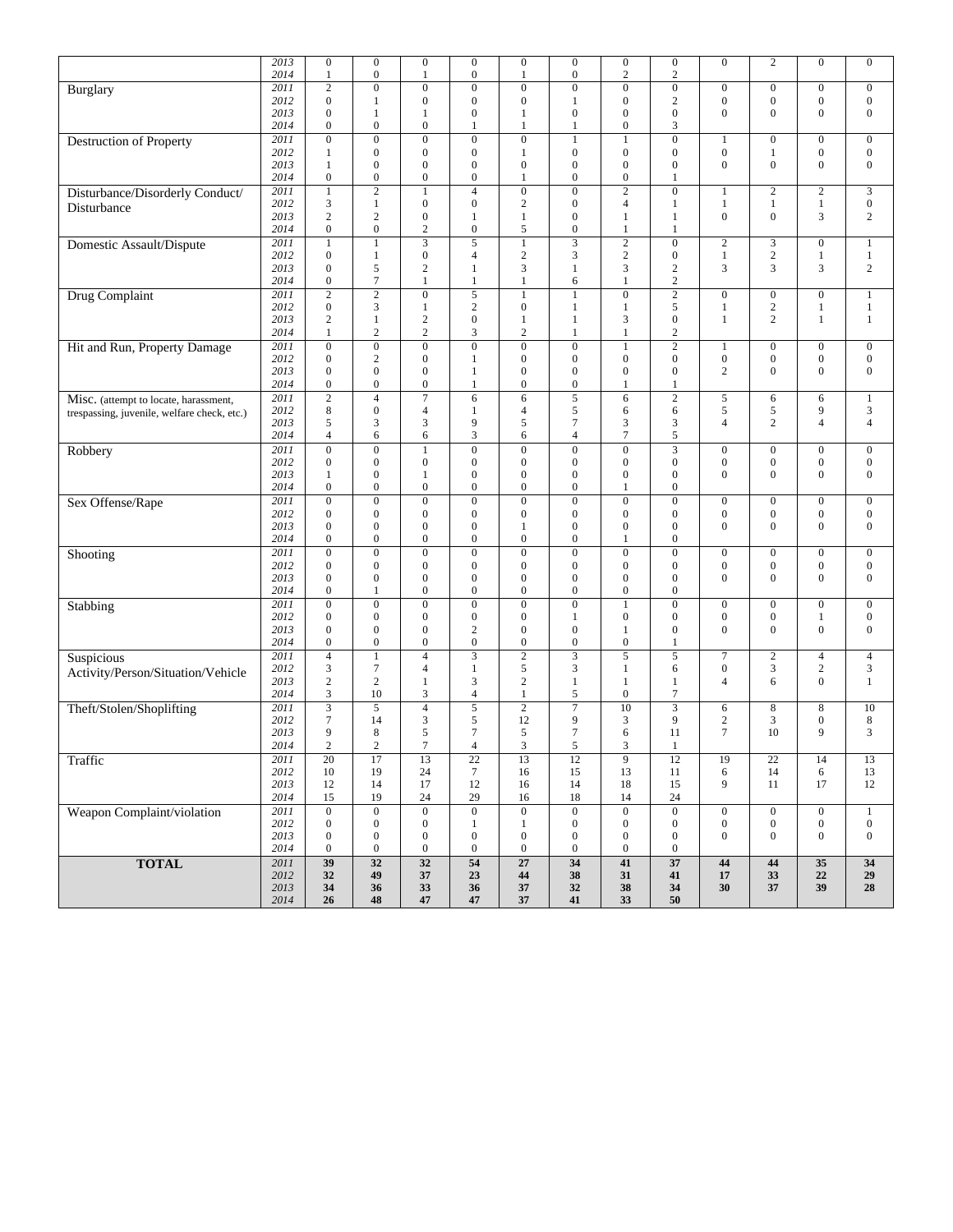| | | | | | | | | | | | | | |
|---|---|---|---|---|---|---|---|---|---|---|---|---|---|
| | 2013 | 0 | 0 | 0 | 0 | 0 | 0 | 0 | 0 | 0 | 2 | 0 | 0 |
| | 2014 | 1 | 0 | 1 | 0 | 1 | 0 | 2 | 2 | | | | |
| Burglary | 2011 | 2 | 0 | 0 | 0 | 0 | 0 | 0 | 0 | 0 | 0 | 0 | 0 |
| | 2012 | 0 | 1 | 0 | 0 | 0 | 1 | 0 | 2 | 0 | 0 | 0 | 0 |
| | 2013 | 0 | 1 | 1 | 0 | 1 | 0 | 0 | 0 | 0 | 0 | 0 | 0 |
| | 2014 | 0 | 0 | 0 | 1 | 1 | 1 | 0 | 3 | | | | |
| Destruction of Property | 2011 | 0 | 0 | 0 | 0 | 0 | 1 | 1 | 0 | 1 | 0 | 0 | 0 |
| | 2012 | 1 | 0 | 0 | 0 | 1 | 0 | 0 | 0 | 0 | 1 | 0 | 0 |
| | 2013 | 1 | 0 | 0 | 0 | 0 | 0 | 0 | 0 | 0 | 0 | 0 | 0 |
| | 2014 | 0 | 0 | 0 | 0 | 1 | 0 | 0 | 1 | | | | |
| Disturbance/Disorderly Conduct/ Disturbance | 2011 | 1 | 2 | 1 | 4 | 0 | 0 | 2 | 0 | 1 | 2 | 2 | 3 |
| | 2012 | 3 | 1 | 0 | 0 | 2 | 0 | 4 | 1 | 1 | 1 | 1 | 0 |
| | 2013 | 2 | 2 | 0 | 1 | 1 | 0 | 1 | 1 | 0 | 0 | 3 | 2 |
| | 2014 | 0 | 0 | 2 | 0 | 5 | 0 | 1 | 1 | | | | |
| Domestic Assault/Dispute | 2011 | 1 | 1 | 3 | 5 | 1 | 3 | 2 | 0 | 2 | 3 | 0 | 1 |
| | 2012 | 0 | 1 | 0 | 4 | 2 | 3 | 2 | 0 | 1 | 2 | 1 | 1 |
| | 2013 | 0 | 5 | 2 | 1 | 3 | 1 | 3 | 2 | 3 | 3 | 3 | 2 |
| | 2014 | 0 | 7 | 1 | 1 | 1 | 6 | 1 | 2 | | | | |
| Drug Complaint | 2011 | 2 | 2 | 0 | 5 | 1 | 1 | 0 | 2 | 0 | 0 | 0 | 1 |
| | 2012 | 0 | 3 | 1 | 2 | 0 | 1 | 1 | 5 | 1 | 2 | 1 | 1 |
| | 2013 | 2 | 1 | 2 | 0 | 1 | 1 | 3 | 0 | 1 | 2 | 1 | 1 |
| | 2014 | 1 | 2 | 2 | 3 | 2 | 1 | 1 | 2 | | | | |
| Hit and Run, Property Damage | 2011 | 0 | 0 | 0 | 0 | 0 | 0 | 1 | 2 | 1 | 0 | 0 | 0 |
| | 2012 | 0 | 2 | 0 | 1 | 0 | 0 | 0 | 0 | 0 | 0 | 0 | 0 |
| | 2013 | 0 | 0 | 0 | 1 | 0 | 0 | 0 | 0 | 2 | 0 | 0 | 0 |
| | 2014 | 0 | 0 | 0 | 1 | 0 | 0 | 1 | 1 | | | | |
| Misc. (attempt to locate, harassment, trespassing, juvenile, welfare check, etc.) | 2011 | 2 | 4 | 7 | 6 | 6 | 5 | 6 | 2 | 5 | 6 | 6 | 1 |
| | 2012 | 8 | 0 | 4 | 1 | 4 | 5 | 6 | 6 | 5 | 5 | 9 | 3 |
| | 2013 | 5 | 3 | 3 | 9 | 5 | 7 | 3 | 3 | 4 | 2 | 4 | 4 |
| | 2014 | 4 | 6 | 6 | 3 | 6 | 4 | 7 | 5 | | | | |
| Robbery | 2011 | 0 | 0 | 1 | 0 | 0 | 0 | 0 | 3 | 0 | 0 | 0 | 0 |
| | 2012 | 0 | 0 | 0 | 0 | 0 | 0 | 0 | 0 | 0 | 0 | 0 | 0 |
| | 2013 | 1 | 0 | 1 | 0 | 0 | 0 | 0 | 0 | 0 | 0 | 0 | 0 |
| | 2014 | 0 | 0 | 0 | 0 | 0 | 0 | 1 | 0 | | | | |
| Sex Offense/Rape | 2011 | 0 | 0 | 0 | 0 | 0 | 0 | 0 | 0 | 0 | 0 | 0 | 0 |
| | 2012 | 0 | 0 | 0 | 0 | 0 | 0 | 0 | 0 | 0 | 0 | 0 | 0 |
| | 2013 | 0 | 0 | 0 | 0 | 1 | 0 | 0 | 0 | 0 | 0 | 0 | 0 |
| | 2014 | 0 | 0 | 0 | 0 | 0 | 0 | 1 | 0 | | | | |
| Shooting | 2011 | 0 | 0 | 0 | 0 | 0 | 0 | 0 | 0 | 0 | 0 | 0 | 0 |
| | 2012 | 0 | 0 | 0 | 0 | 0 | 0 | 0 | 0 | 0 | 0 | 0 | 0 |
| | 2013 | 0 | 0 | 0 | 0 | 0 | 0 | 0 | 0 | 0 | 0 | 0 | 0 |
| | 2014 | 0 | 1 | 0 | 0 | 0 | 0 | 0 | 0 | | | | |
| Stabbing | 2011 | 0 | 0 | 0 | 0 | 0 | 0 | 1 | 0 | 0 | 0 | 0 | 0 |
| | 2012 | 0 | 0 | 0 | 0 | 0 | 1 | 0 | 0 | 0 | 0 | 1 | 0 |
| | 2013 | 0 | 0 | 0 | 2 | 0 | 0 | 1 | 0 | 0 | 0 | 0 | 0 |
| | 2014 | 0 | 0 | 0 | 0 | 0 | 0 | 0 | 1 | | | | |
| Suspicious Activity/Person/Situation/Vehicle | 2011 | 4 | 1 | 4 | 3 | 2 | 3 | 5 | 5 | 7 | 2 | 4 | 4 |
| | 2012 | 3 | 7 | 4 | 1 | 5 | 3 | 1 | 6 | 0 | 3 | 2 | 3 |
| | 2013 | 2 | 2 | 1 | 3 | 2 | 1 | 1 | 1 | 4 | 6 | 0 | 1 |
| | 2014 | 3 | 10 | 3 | 4 | 1 | 5 | 0 | 7 | | | | |
| Theft/Stolen/Shoplifting | 2011 | 3 | 5 | 4 | 5 | 2 | 7 | 10 | 3 | 6 | 8 | 8 | 10 |
| | 2012 | 7 | 14 | 3 | 5 | 12 | 9 | 3 | 9 | 2 | 3 | 0 | 8 |
| | 2013 | 9 | 8 | 5 | 7 | 5 | 7 | 6 | 11 | 7 | 10 | 9 | 3 |
| | 2014 | 2 | 2 | 7 | 4 | 3 | 5 | 3 | 1 | | | | |
| Traffic | 2011 | 20 | 17 | 13 | 22 | 13 | 12 | 9 | 12 | 19 | 22 | 14 | 13 |
| | 2012 | 10 | 19 | 24 | 7 | 16 | 15 | 13 | 11 | 6 | 14 | 6 | 13 |
| | 2013 | 12 | 14 | 17 | 12 | 16 | 14 | 18 | 15 | 9 | 11 | 17 | 12 |
| | 2014 | 15 | 19 | 24 | 29 | 16 | 18 | 14 | 24 | | | | |
| Weapon Complaint/violation | 2011 | 0 | 0 | 0 | 0 | 0 | 0 | 0 | 0 | 0 | 0 | 0 | 1 |
| | 2012 | 0 | 0 | 0 | 1 | 1 | 0 | 0 | 0 | 0 | 0 | 0 | 0 |
| | 2013 | 0 | 0 | 0 | 0 | 0 | 0 | 0 | 0 | 0 | 0 | 0 | 0 |
| | 2014 | 0 | 0 | 0 | 0 | 0 | 0 | 0 | 0 | | | | |
| **TOTAL** | 2011 | **39** | **32** | **32** | **54** | **27** | **34** | **41** | **37** | **44** | **44** | **35** | **34** |
| | 2012 | **32** | **49** | **37** | **23** | **44** | **38** | **31** | **41** | **17** | **33** | **22** | **29** |
| | 2013 | **34** | **36** | **33** | **36** | **37** | **32** | **38** | **34** | **30** | **37** | **39** | **28** |
| | 2014 | **26** | **48** | **47** | **47** | **37** | **41** | **33** | **50** | | | | |